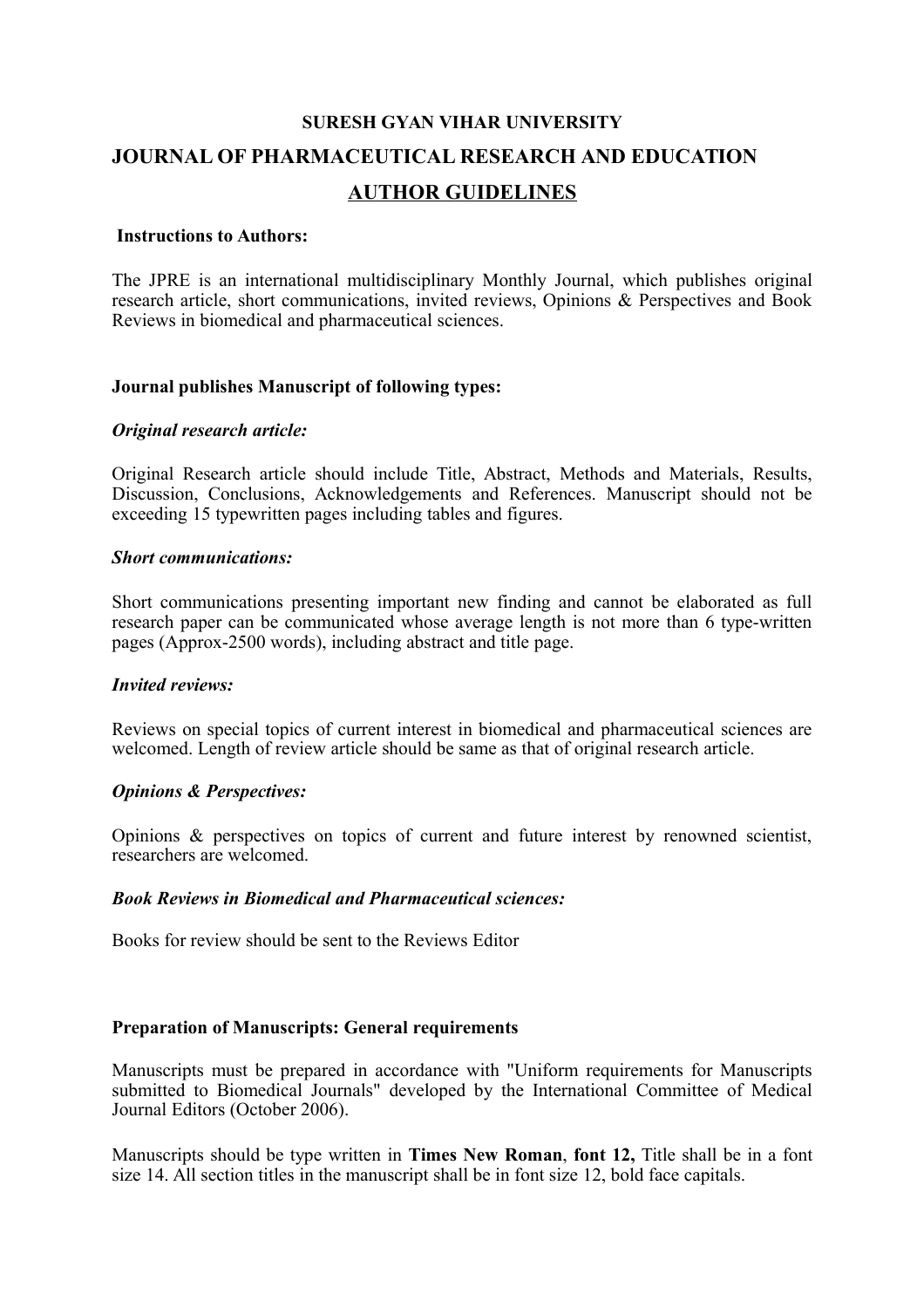# SURESH GYAN VIHAR UNIVERSITY

# JOURNAL OF PHARMACEUTICAL RESEARCH AND EDUCATION

## AUTHOR GUIDELINES

**Instructions to Authors:**

The JPRE is an international multidisciplinary Monthly Journal, which publishes original research article, short communications, invited reviews, Opinions & Perspectives and Book Reviews in biomedical and pharmaceutical sciences.

**Journal publishes Manuscript of following types:**

***Original research article:***

Original Research article should include Title, Abstract, Methods and Materials, Results, Discussion, Conclusions, Acknowledgements and References. Manuscript should not be exceeding 15 typewritten pages including tables and figures.

***Short communications:***

Short communications presenting important new finding and cannot be elaborated as full research paper can be communicated whose average length is not more than 6 type-written pages (Approx-2500 words), including abstract and title page.

***Invited reviews:***

Reviews on special topics of current interest in biomedical and pharmaceutical sciences are welcomed. Length of review article should be same as that of original research article.

***Opinions & Perspectives:***

Opinions & perspectives on topics of current and future interest by renowned scientist, researchers are welcomed.

***Book Reviews in Biomedical and Pharmaceutical sciences:***

Books for review should be sent to the Reviews Editor

**Preparation of Manuscripts: General requirements**

Manuscripts must be prepared in accordance with "Uniform requirements for Manuscripts submitted to Biomedical Journals" developed by the International Committee of Medical Journal Editors (October 2006).

Manuscripts should be type written in **Times New Roman**, **font 12,** Title shall be in a font size 14. All section titles in the manuscript shall be in font size 12, bold face capitals.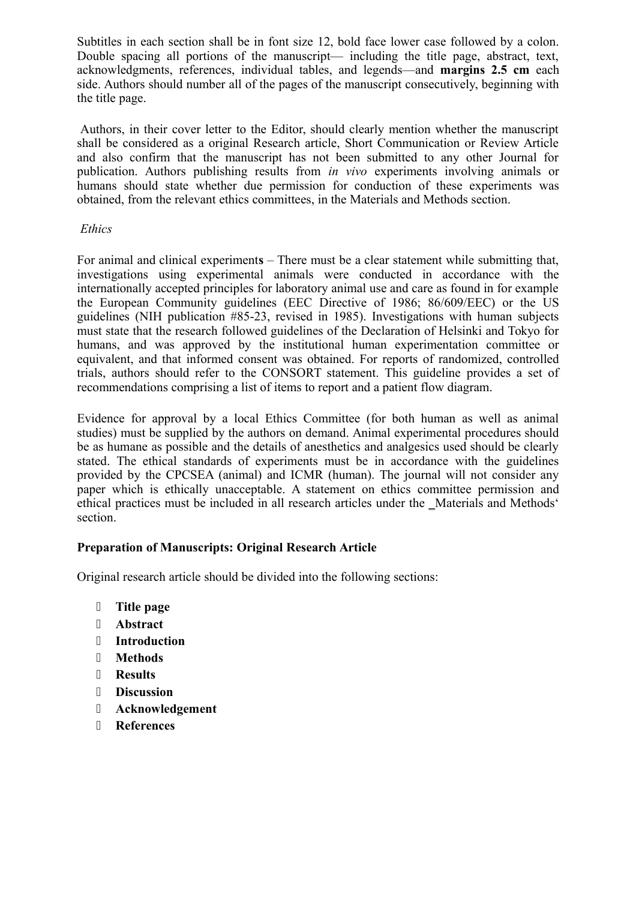Subtitles in each section shall be in font size 12, bold face lower case followed by a colon. Double spacing all portions of the manuscript— including the title page, abstract, text, acknowledgments, references, individual tables, and legends—and **margins 2.5 cm** each side. Authors should number all of the pages of the manuscript consecutively, beginning with the title page.

Authors, in their cover letter to the Editor, should clearly mention whether the manuscript shall be considered as a original Research article, Short Communication or Review Article and also confirm that the manuscript has not been submitted to any other Journal for publication. Authors publishing results from *in vivo* experiments involving animals or humans should state whether due permission for conduction of these experiments was obtained, from the relevant ethics committees, in the Materials and Methods section.

*Ethics*

For animal and clinical experiment**s** – There must be a clear statement while submitting that, investigations using experimental animals were conducted in accordance with the internationally accepted principles for laboratory animal use and care as found in for example the European Community guidelines (EEC Directive of 1986; 86/609/EEC) or the US guidelines (NIH publication #85-23, revised in 1985). Investigations with human subjects must state that the research followed guidelines of the Declaration of Helsinki and Tokyo for humans, and was approved by the institutional human experimentation committee or equivalent, and that informed consent was obtained. For reports of randomized, controlled trials, authors should refer to the CONSORT statement. This guideline provides a set of recommendations comprising a list of items to report and a patient flow diagram.

Evidence for approval by a local Ethics Committee (for both human as well as animal studies) must be supplied by the authors on demand. Animal experimental procedures should be as humane as possible and the details of anesthetics and analgesics used should be clearly stated. The ethical standards of experiments must be in accordance with the guidelines provided by the CPCSEA (animal) and ICMR (human). The journal will not consider any paper which is ethically unacceptable. A statement on ethics committee permission and ethical practices must be included in all research articles under the _Materials and Methods' section.

**Preparation of Manuscripts: Original Research Article**

Original research article should be divided into the following sections:

- **Title page**
- **Abstract**
- **Introduction**
- **Methods**
- **Results**
- **Discussion**
- **Acknowledgement**
- **References**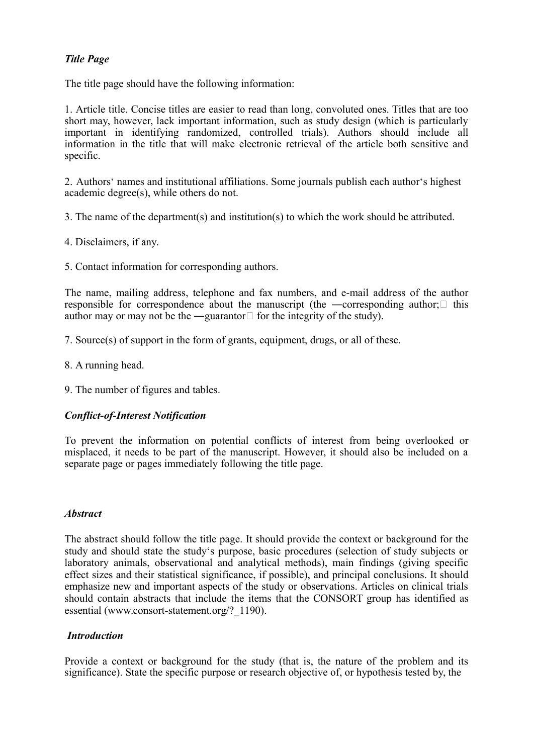*Title Page*

The title page should have the following information:

1. Article title. Concise titles are easier to read than long, convoluted ones. Titles that are too short may, however, lack important information, such as study design (which is particularly important in identifying randomized, controlled trials). Authors should include all information in the title that will make electronic retrieval of the article both sensitive and specific.

2. Authors' names and institutional affiliations. Some journals publish each author's highest academic degree(s), while others do not.

3. The name of the department(s) and institution(s) to which the work should be attributed.

4. Disclaimers, if any.

5. Contact information for corresponding authors.

The name, mailing address, telephone and fax numbers, and e-mail address of the author responsible for correspondence about the manuscript (the ―corresponding author; this author may or may not be the ―guarantor for the integrity of the study).

7. Source(s) of support in the form of grants, equipment, drugs, or all of these.

8. A running head.

9. The number of figures and tables.

***Conflict-of-Interest Notification***

To prevent the information on potential conflicts of interest from being overlooked or misplaced, it needs to be part of the manuscript. However, it should also be included on a separate page or pages immediately following the title page.

***Abstract***

The abstract should follow the title page. It should provide the context or background for the study and should state the study's purpose, basic procedures (selection of study subjects or laboratory animals, observational and analytical methods), main findings (giving specific effect sizes and their statistical significance, if possible), and principal conclusions. It should emphasize new and important aspects of the study or observations. Articles on clinical trials should contain abstracts that include the items that the CONSORT group has identified as essential (www.consort-statement.org/?_1190).

***Introduction***

Provide a context or background for the study (that is, the nature of the problem and its significance). State the specific purpose or research objective of, or hypothesis tested by, the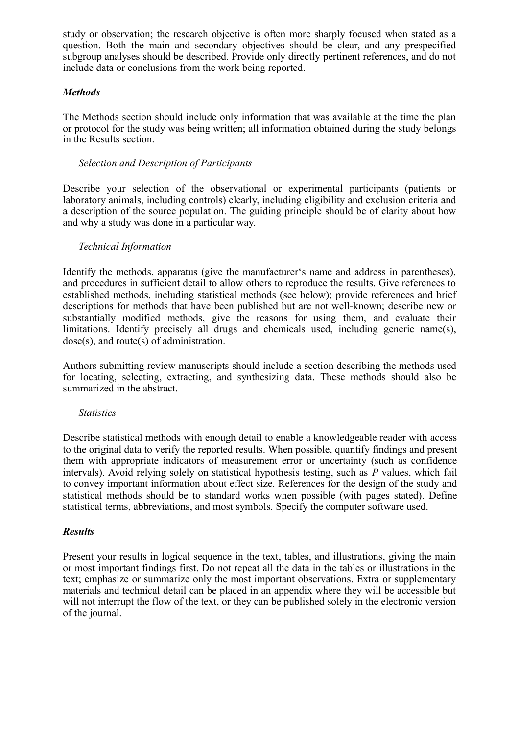study or observation; the research objective is often more sharply focused when stated as a question. Both the main and secondary objectives should be clear, and any prespecified subgroup analyses should be described. Provide only directly pertinent references, and do not include data or conclusions from the work being reported.

### *Methods*

The Methods section should include only information that was available at the time the plan or protocol for the study was being written; all information obtained during the study belongs in the Results section.

#### *Selection and Description of Participants*

Describe your selection of the observational or experimental participants (patients or laboratory animals, including controls) clearly, including eligibility and exclusion criteria and a description of the source population. The guiding principle should be of clarity about how and why a study was done in a particular way.

#### *Technical Information*

Identify the methods, apparatus (give the manufacturer's name and address in parentheses), and procedures in sufficient detail to allow others to reproduce the results. Give references to established methods, including statistical methods (see below); provide references and brief descriptions for methods that have been published but are not well-known; describe new or substantially modified methods, give the reasons for using them, and evaluate their limitations. Identify precisely all drugs and chemicals used, including generic name(s), dose(s), and route(s) of administration.

Authors submitting review manuscripts should include a section describing the methods used for locating, selecting, extracting, and synthesizing data. These methods should also be summarized in the abstract.

#### *Statistics*

Describe statistical methods with enough detail to enable a knowledgeable reader with access to the original data to verify the reported results. When possible, quantify findings and present them with appropriate indicators of measurement error or uncertainty (such as confidence intervals). Avoid relying solely on statistical hypothesis testing, such as *P* values, which fail to convey important information about effect size. References for the design of the study and statistical methods should be to standard works when possible (with pages stated). Define statistical terms, abbreviations, and most symbols. Specify the computer software used.

### *Results*

Present your results in logical sequence in the text, tables, and illustrations, giving the main or most important findings first. Do not repeat all the data in the tables or illustrations in the text; emphasize or summarize only the most important observations. Extra or supplementary materials and technical detail can be placed in an appendix where they will be accessible but will not interrupt the flow of the text, or they can be published solely in the electronic version of the journal.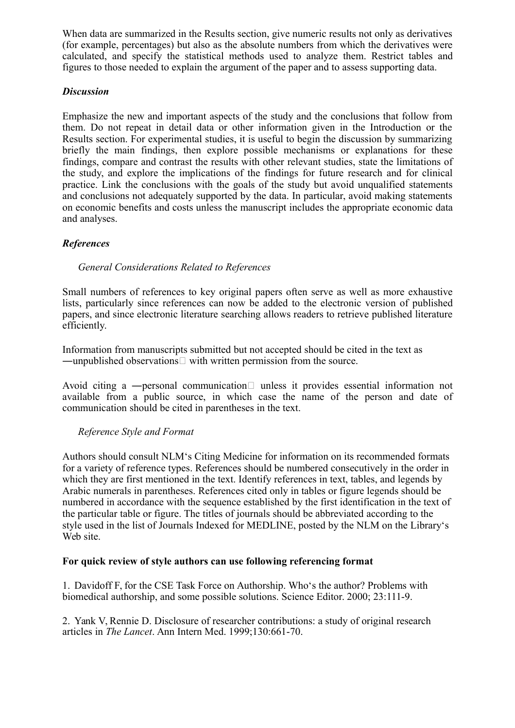When data are summarized in the Results section, give numeric results not only as derivatives (for example, percentages) but also as the absolute numbers from which the derivatives were calculated, and specify the statistical methods used to analyze them. Restrict tables and figures to those needed to explain the argument of the paper and to assess supporting data.

### *Discussion*

Emphasize the new and important aspects of the study and the conclusions that follow from them. Do not repeat in detail data or other information given in the Introduction or the Results section. For experimental studies, it is useful to begin the discussion by summarizing briefly the main findings, then explore possible mechanisms or explanations for these findings, compare and contrast the results with other relevant studies, state the limitations of the study, and explore the implications of the findings for future research and for clinical practice. Link the conclusions with the goals of the study but avoid unqualified statements and conclusions not adequately supported by the data. In particular, avoid making statements on economic benefits and costs unless the manuscript includes the appropriate economic data and analyses.

### *References*

#### *General Considerations Related to References*

Small numbers of references to key original papers often serve as well as more exhaustive lists, particularly since references can now be added to the electronic version of published papers, and since electronic literature searching allows readers to retrieve published literature efficiently.

Information from manuscripts submitted but not accepted should be cited in the text as ―unpublished observations with written permission from the source.

Avoid citing a ―personal communication unless it provides essential information not available from a public source, in which case the name of the person and date of communication should be cited in parentheses in the text.

#### *Reference Style and Format*

Authors should consult NLM‘s Citing Medicine for information on its recommended formats for a variety of reference types. References should be numbered consecutively in the order in which they are first mentioned in the text. Identify references in text, tables, and legends by Arabic numerals in parentheses. References cited only in tables or figure legends should be numbered in accordance with the sequence established by the first identification in the text of the particular table or figure. The titles of journals should be abbreviated according to the style used in the list of Journals Indexed for MEDLINE, posted by the NLM on the Library‘s Web site.

**For quick review of style authors can use following referencing format**

1. Davidoff F, for the CSE Task Force on Authorship. Who‘s the author? Problems with biomedical authorship, and some possible solutions. Science Editor. 2000; 23:111-9.

2. Yank V, Rennie D. Disclosure of researcher contributions: a study of original research articles in *The Lancet*. Ann Intern Med. 1999;130:661-70.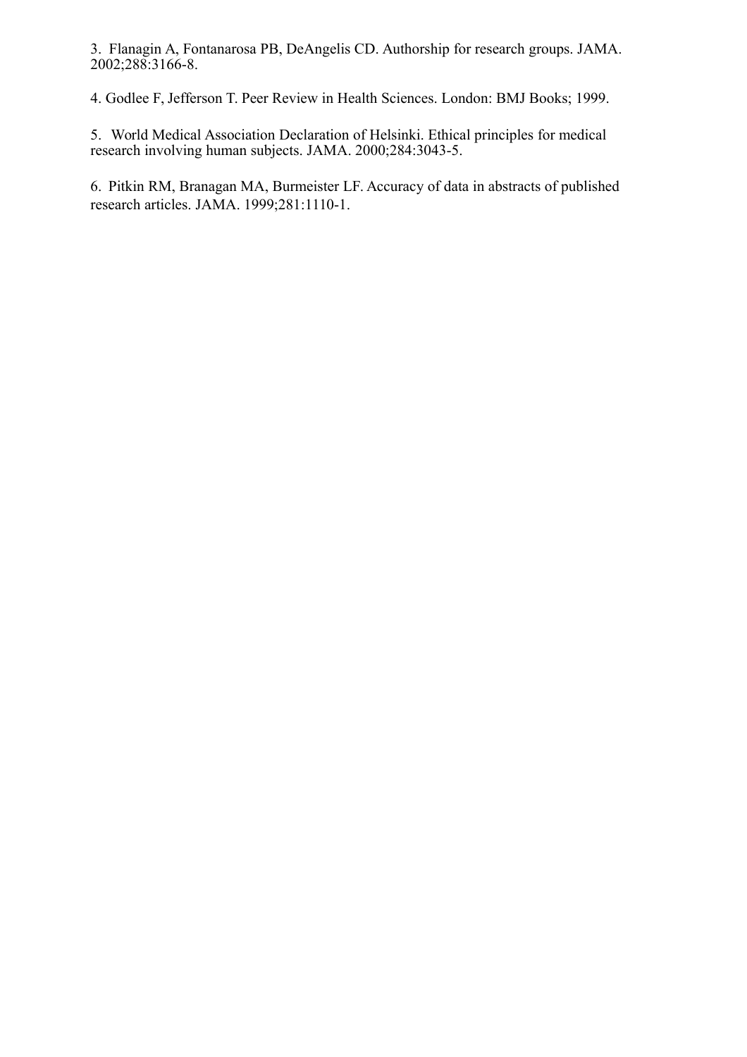3. Flanagin A, Fontanarosa PB, DeAngelis CD. Authorship for research groups. JAMA. 2002;288:3166-8.

4. Godlee F, Jefferson T. Peer Review in Health Sciences. London: BMJ Books; 1999.

5. World Medical Association Declaration of Helsinki. Ethical principles for medical research involving human subjects. JAMA. 2000;284:3043-5.

6. Pitkin RM, Branagan MA, Burmeister LF. Accuracy of data in abstracts of published research articles. JAMA. 1999;281:1110-1.